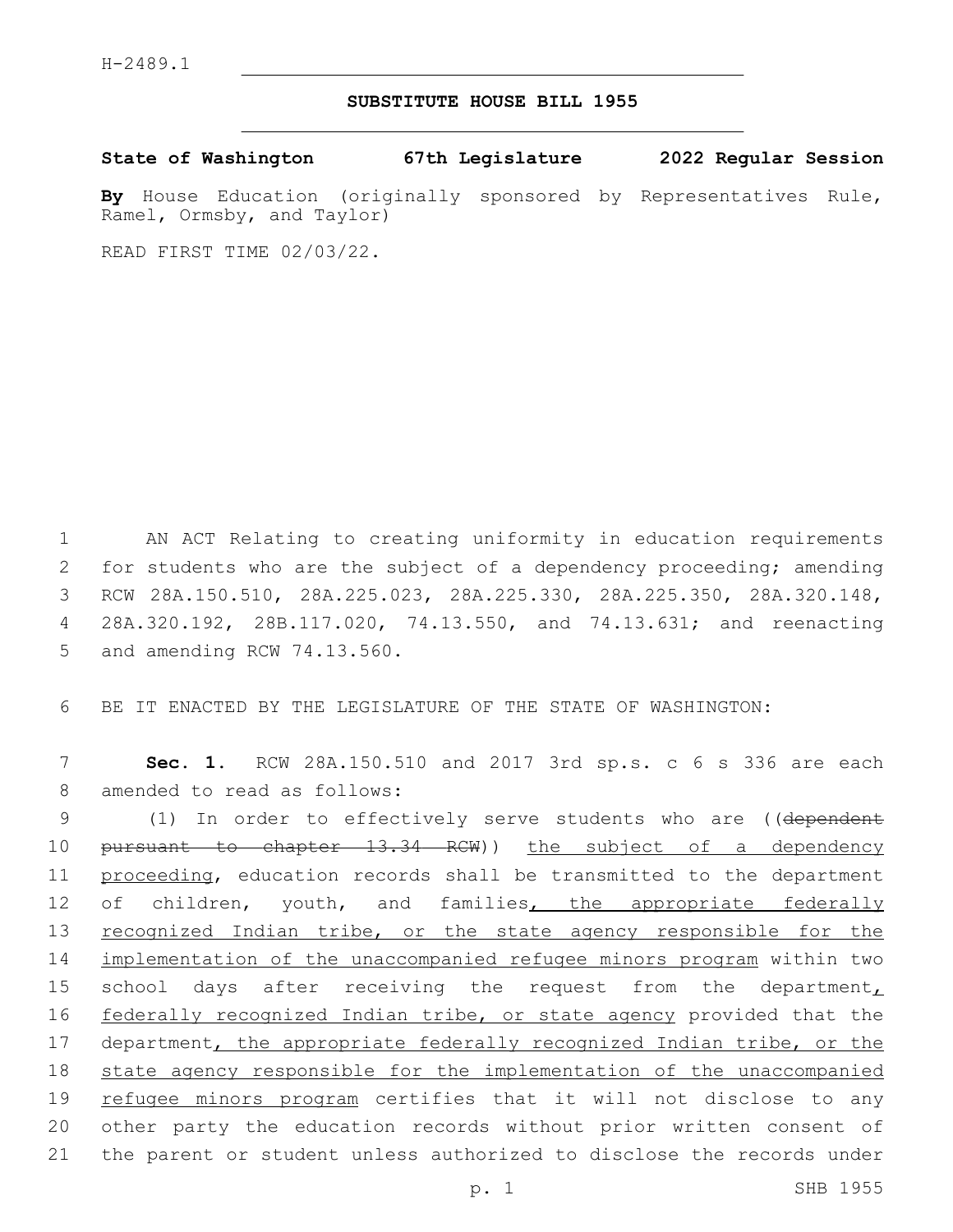H-2489.1

# SUBSTITUTE HOUSE BILL 1955

**State of Washington 67th Legislature 2022 Regular Session**

**By** House Education (originally sponsored by Representatives Rule, Ramel, Ormsby, and Taylor)

READ FIRST TIME 02/03/22.

AN ACT Relating to creating uniformity in education requirements for students who are the subject of a dependency proceeding; amending RCW 28A.150.510, 28A.225.023, 28A.225.330, 28A.225.350, 28A.320.148, 28A.320.192, 28B.117.020, 74.13.550, and 74.13.631; and reenacting and amending RCW 74.13.560.

BE IT ENACTED BY THE LEGISLATURE OF THE STATE OF WASHINGTON:

**Sec. 1.** RCW 28A.150.510 and 2017 3rd sp.s. c 6 s 336 are each amended to read as follows:

(1) In order to effectively serve students who are ((~~dependent pursuant to chapter 13.34 RCW~~)) <u>the subject of a dependency proceeding</u>, education records shall be transmitted to the department of children, youth, and families<u>, the appropriate federally recognized Indian tribe, or the state agency responsible for the implementation of the unaccompanied refugee minors program</u> within two school days after receiving the request from the department<u>, federally recognized Indian tribe, or state agency</u> provided that the department<u>, the appropriate federally recognized Indian tribe, or the state agency responsible for the implementation of the unaccompanied refugee minors program</u> certifies that it will not disclose to any other party the education records without prior written consent of the parent or student unless authorized to disclose the records under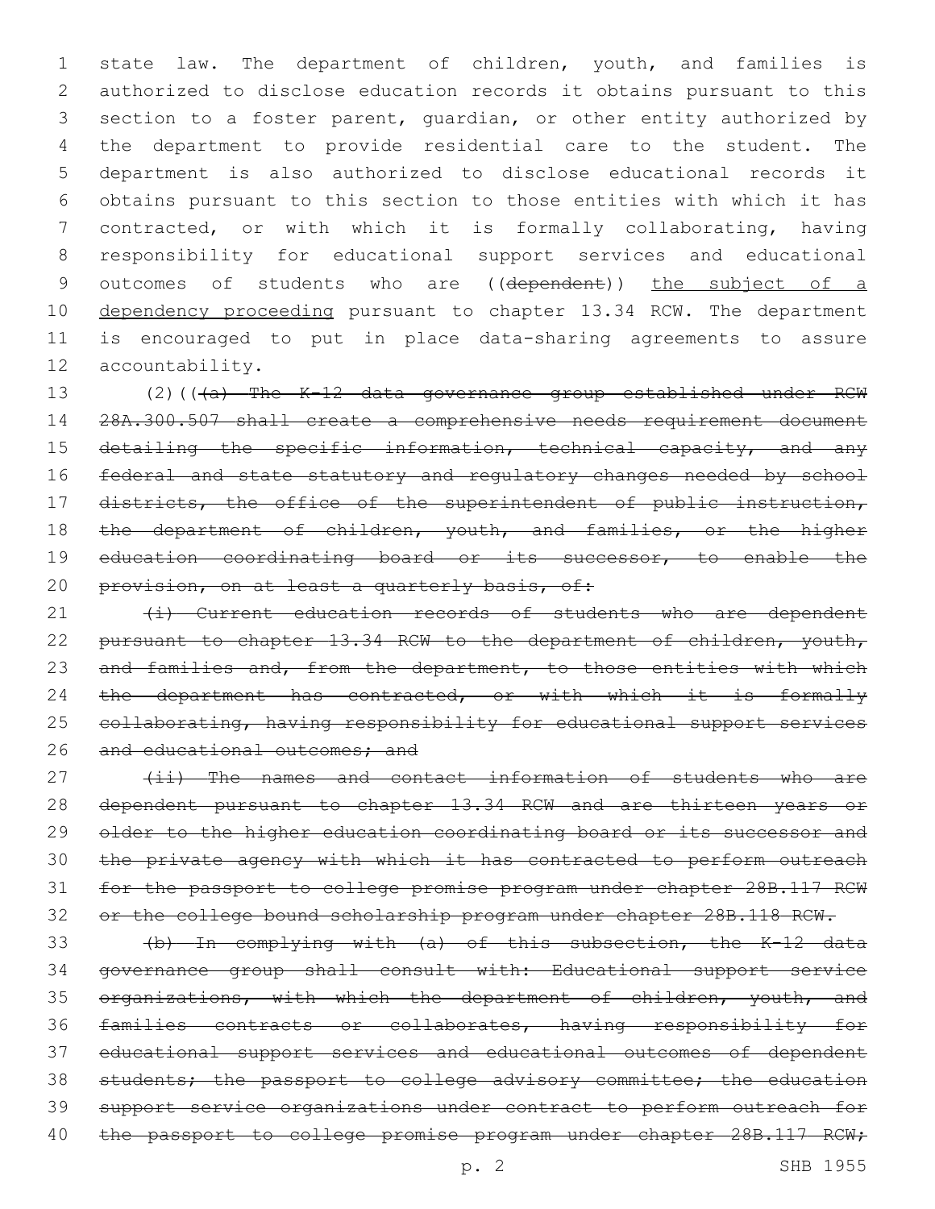state law. The department of children, youth, and families is authorized to disclose education records it obtains pursuant to this section to a foster parent, guardian, or other entity authorized by the department to provide residential care to the student. The department is also authorized to disclose educational records it obtains pursuant to this section to those entities with which it has contracted, or with which it is formally collaborating, having responsibility for educational support services and educational outcomes of students who are ((~~dependent~~)) <u>the subject of a dependency proceeding</u> pursuant to chapter 13.34 RCW. The department is encouraged to put in place data-sharing agreements to assure accountability.

(2)((~~(a) The K-12 data governance group established under RCW 28A.300.507 shall create a comprehensive needs requirement document detailing the specific information, technical capacity, and any federal and state statutory and regulatory changes needed by school districts, the office of the superintendent of public instruction, the department of children, youth, and families, or the higher education coordinating board or its successor, to enable the provision, on at least a quarterly basis, of:~~

~~(i) Current education records of students who are dependent pursuant to chapter 13.34 RCW to the department of children, youth, and families and, from the department, to those entities with which the department has contracted, or with which it is formally collaborating, having responsibility for educational support services and educational outcomes; and~~

~~(ii) The names and contact information of students who are dependent pursuant to chapter 13.34 RCW and are thirteen years or older to the higher education coordinating board or its successor and the private agency with which it has contracted to perform outreach for the passport to college promise program under chapter 28B.117 RCW or the college bound scholarship program under chapter 28B.118 RCW.~~

~~(b) In complying with (a) of this subsection, the K-12 data governance group shall consult with: Educational support service organizations, with which the department of children, youth, and families contracts or collaborates, having responsibility for educational support services and educational outcomes of dependent students; the passport to college advisory committee; the education support service organizations under contract to perform outreach for the passport to college promise program under chapter 28B.117 RCW;~~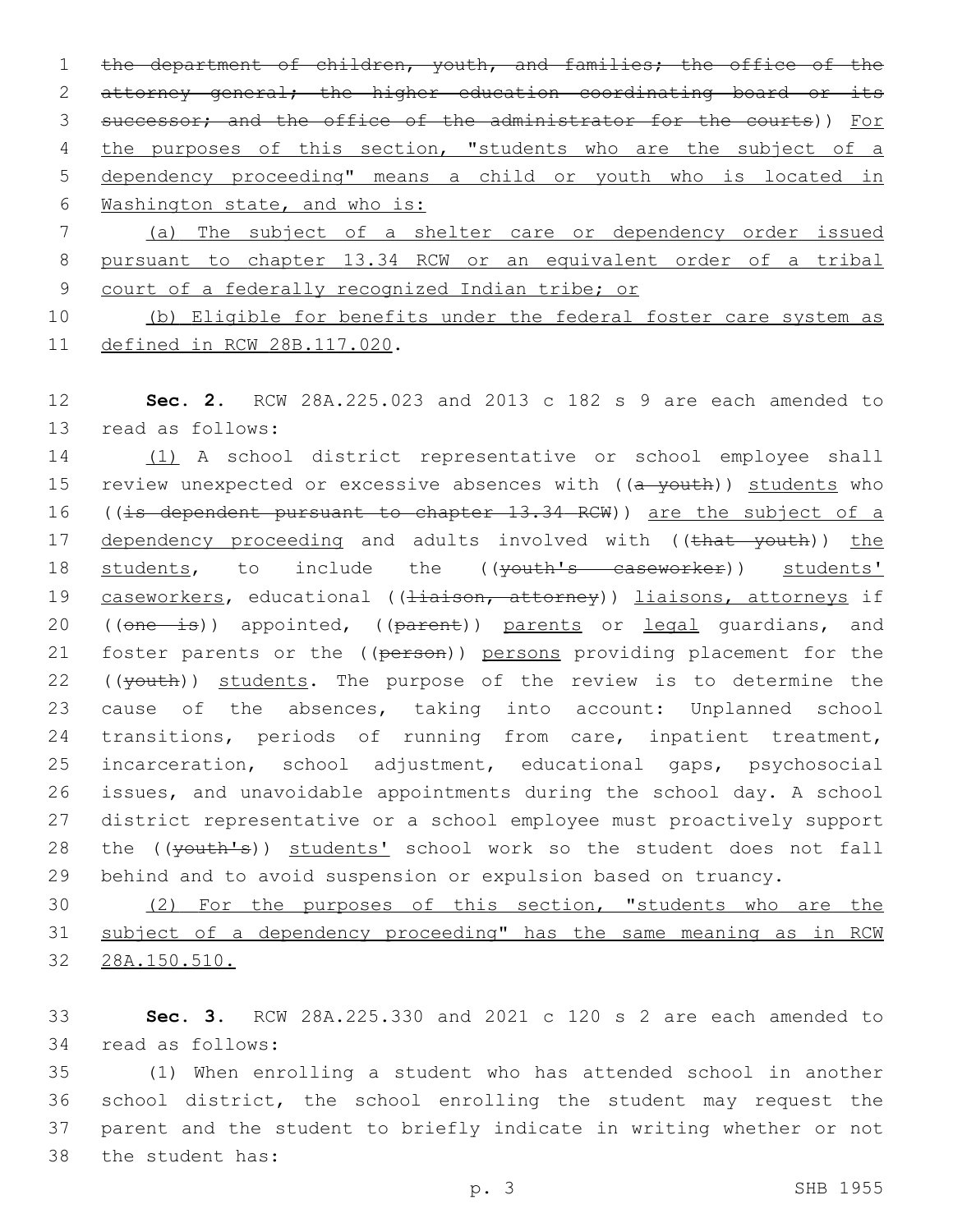~~the department of children, youth, and families; the office of the attorney general; the higher education coordinating board or its successor; and the office of the administrator for the courts~~)) <u>For the purposes of this section, "students who are the subject of a dependency proceeding" means a child or youth who is located in Washington state, and who is:</u>

<u>(a) The subject of a shelter care or dependency order issued pursuant to chapter 13.34 RCW or an equivalent order of a tribal court of a federally recognized Indian tribe; or</u>

<u>(b) Eligible for benefits under the federal foster care system as defined in RCW 28B.117.020</u>.

**Sec. 2.** RCW 28A.225.023 and 2013 c 182 s 9 are each amended to read as follows:

<u>(1)</u> A school district representative or school employee shall review unexpected or excessive absences with ((~~a youth~~)) <u>students</u> who ((~~is dependent pursuant to chapter 13.34 RCW~~)) <u>are the subject of a dependency proceeding</u> and adults involved with ((~~that youth~~)) <u>the students</u>, to include the ((~~youth's caseworker~~)) <u>students' caseworkers</u>, educational ((~~liaison, attorney~~)) <u>liaisons, attorneys</u> if ((~~one is~~)) appointed, ((~~parent~~)) <u>parents</u> or <u>legal</u> guardians, and foster parents or the ((~~person~~)) <u>persons</u> providing placement for the ((~~youth~~)) <u>students</u>. The purpose of the review is to determine the cause of the absences, taking into account: Unplanned school transitions, periods of running from care, inpatient treatment, incarceration, school adjustment, educational gaps, psychosocial issues, and unavoidable appointments during the school day. A school district representative or a school employee must proactively support the ((~~youth's~~)) <u>students'</u> school work so the student does not fall behind and to avoid suspension or expulsion based on truancy.

<u>(2) For the purposes of this section, "students who are the subject of a dependency proceeding" has the same meaning as in RCW 28A.150.510.</u>

**Sec. 3.** RCW 28A.225.330 and 2021 c 120 s 2 are each amended to read as follows:

(1) When enrolling a student who has attended school in another school district, the school enrolling the student may request the parent and the student to briefly indicate in writing whether or not the student has: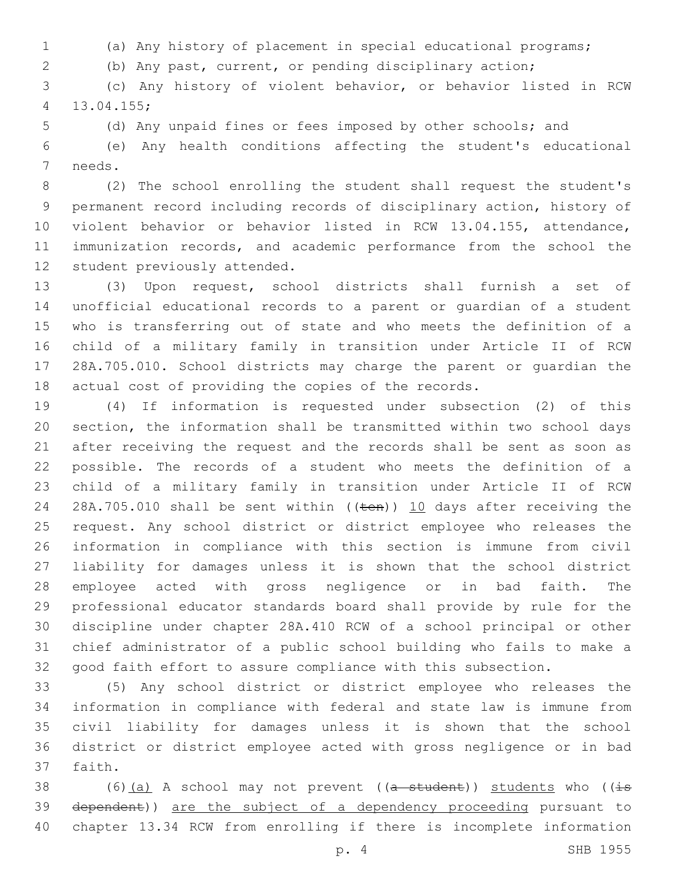(a) Any history of placement in special educational programs;

(b) Any past, current, or pending disciplinary action;

(c) Any history of violent behavior, or behavior listed in RCW 13.04.155;

(d) Any unpaid fines or fees imposed by other schools; and

(e) Any health conditions affecting the student's educational needs.

(2) The school enrolling the student shall request the student's permanent record including records of disciplinary action, history of violent behavior or behavior listed in RCW 13.04.155, attendance, immunization records, and academic performance from the school the student previously attended.

(3) Upon request, school districts shall furnish a set of unofficial educational records to a parent or guardian of a student who is transferring out of state and who meets the definition of a child of a military family in transition under Article II of RCW 28A.705.010. School districts may charge the parent or guardian the actual cost of providing the copies of the records.

(4) If information is requested under subsection (2) of this section, the information shall be transmitted within two school days after receiving the request and the records shall be sent as soon as possible. The records of a student who meets the definition of a child of a military family in transition under Article II of RCW 28A.705.010 shall be sent within ((~~ten~~)) <u>10</u> days after receiving the request. Any school district or district employee who releases the information in compliance with this section is immune from civil liability for damages unless it is shown that the school district employee acted with gross negligence or in bad faith. The professional educator standards board shall provide by rule for the discipline under chapter 28A.410 RCW of a school principal or other chief administrator of a public school building who fails to make a good faith effort to assure compliance with this subsection.

(5) Any school district or district employee who releases the information in compliance with federal and state law is immune from civil liability for damages unless it is shown that the school district or district employee acted with gross negligence or in bad faith.

(6)<u>(a)</u> A school may not prevent ((~~a student~~)) <u>students</u> who ((~~is dependent~~)) <u>are the subject of a dependency proceeding</u> pursuant to chapter 13.34 RCW from enrolling if there is incomplete information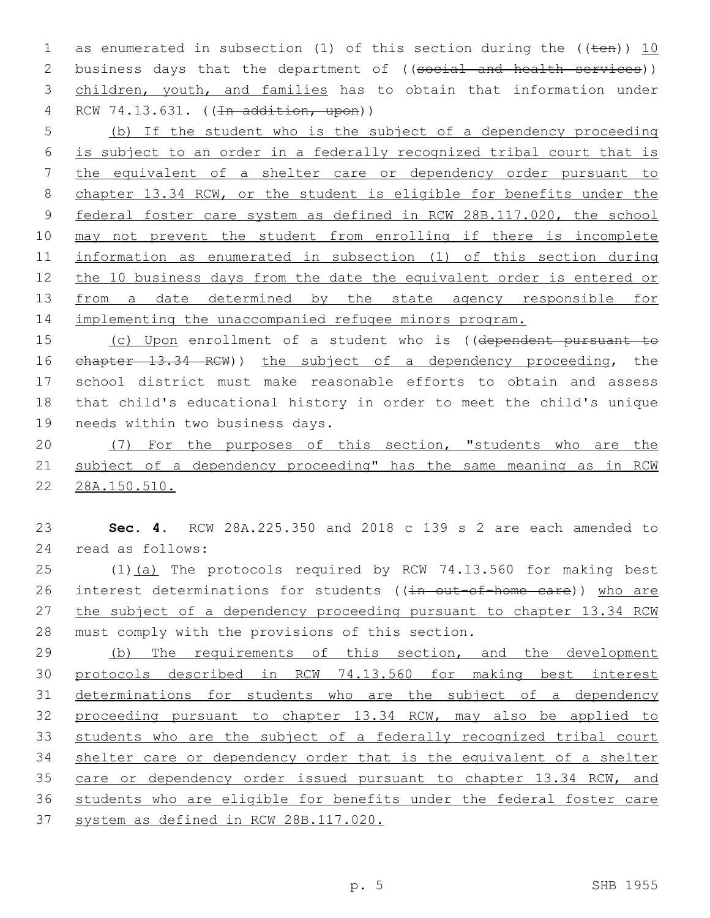as enumerated in subsection (1) of this section during the ((ten)) 10 business days that the department of ((social and health services)) children, youth, and families has to obtain that information under RCW 74.13.631. ((In addition, upon))

(b) If the student who is the subject of a dependency proceeding is subject to an order in a federally recognized tribal court that is the equivalent of a shelter care or dependency order pursuant to chapter 13.34 RCW, or the student is eligible for benefits under the federal foster care system as defined in RCW 28B.117.020, the school may not prevent the student from enrolling if there is incomplete information as enumerated in subsection (1) of this section during the 10 business days from the date the equivalent order is entered or from a date determined by the state agency responsible for implementing the unaccompanied refugee minors program.

(c) Upon enrollment of a student who is ((dependent pursuant to chapter 13.34 RCW)) the subject of a dependency proceeding, the school district must make reasonable efforts to obtain and assess that child's educational history in order to meet the child's unique needs within two business days.

(7) For the purposes of this section, "students who are the subject of a dependency proceeding" has the same meaning as in RCW 28A.150.510.

**Sec. 4.** RCW 28A.225.350 and 2018 c 139 s 2 are each amended to read as follows:

(1)(a) The protocols required by RCW 74.13.560 for making best interest determinations for students ((in out-of-home care)) who are the subject of a dependency proceeding pursuant to chapter 13.34 RCW must comply with the provisions of this section.

(b) The requirements of this section, and the development protocols described in RCW 74.13.560 for making best interest determinations for students who are the subject of a dependency proceeding pursuant to chapter 13.34 RCW, may also be applied to students who are the subject of a federally recognized tribal court shelter care or dependency order that is the equivalent of a shelter care or dependency order issued pursuant to chapter 13.34 RCW, and students who are eligible for benefits under the federal foster care system as defined in RCW 28B.117.020.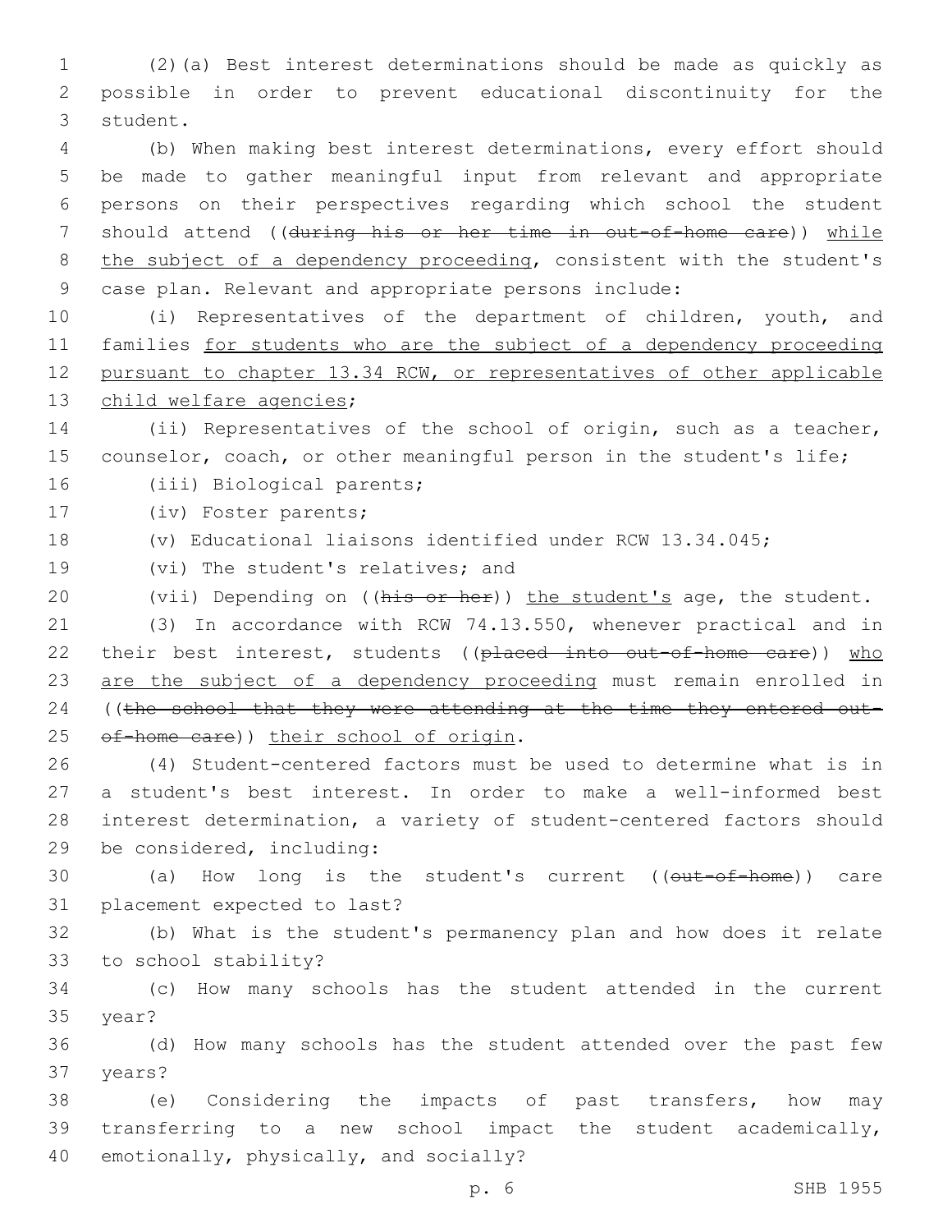(2)(a) Best interest determinations should be made as quickly as possible in order to prevent educational discontinuity for the student.

(b) When making best interest determinations, every effort should be made to gather meaningful input from relevant and appropriate persons on their perspectives regarding which school the student should attend ((~~during his or her time in out-of-home care~~)) while the subject of a dependency proceeding, consistent with the student's case plan. Relevant and appropriate persons include:

(i) Representatives of the department of children, youth, and families for students who are the subject of a dependency proceeding pursuant to chapter 13.34 RCW, or representatives of other applicable child welfare agencies;

(ii) Representatives of the school of origin, such as a teacher, counselor, coach, or other meaningful person in the student's life;

(iii) Biological parents;

(iv) Foster parents;

(v) Educational liaisons identified under RCW 13.34.045;

(vi) The student's relatives; and

(vii) Depending on ((~~his or her~~)) the student's age, the student.

(3) In accordance with RCW 74.13.550, whenever practical and in their best interest, students ((~~placed into out-of-home care~~)) who are the subject of a dependency proceeding must remain enrolled in ((~~the school that they were attending at the time they entered out-of-home care~~)) their school of origin.

(4) Student-centered factors must be used to determine what is in a student's best interest. In order to make a well-informed best interest determination, a variety of student-centered factors should be considered, including:

(a) How long is the student's current ((~~out-of-home~~)) care placement expected to last?

(b) What is the student's permanency plan and how does it relate to school stability?

(c) How many schools has the student attended in the current year?

(d) How many schools has the student attended over the past few years?

(e) Considering the impacts of past transfers, how may transferring to a new school impact the student academically, emotionally, physically, and socially?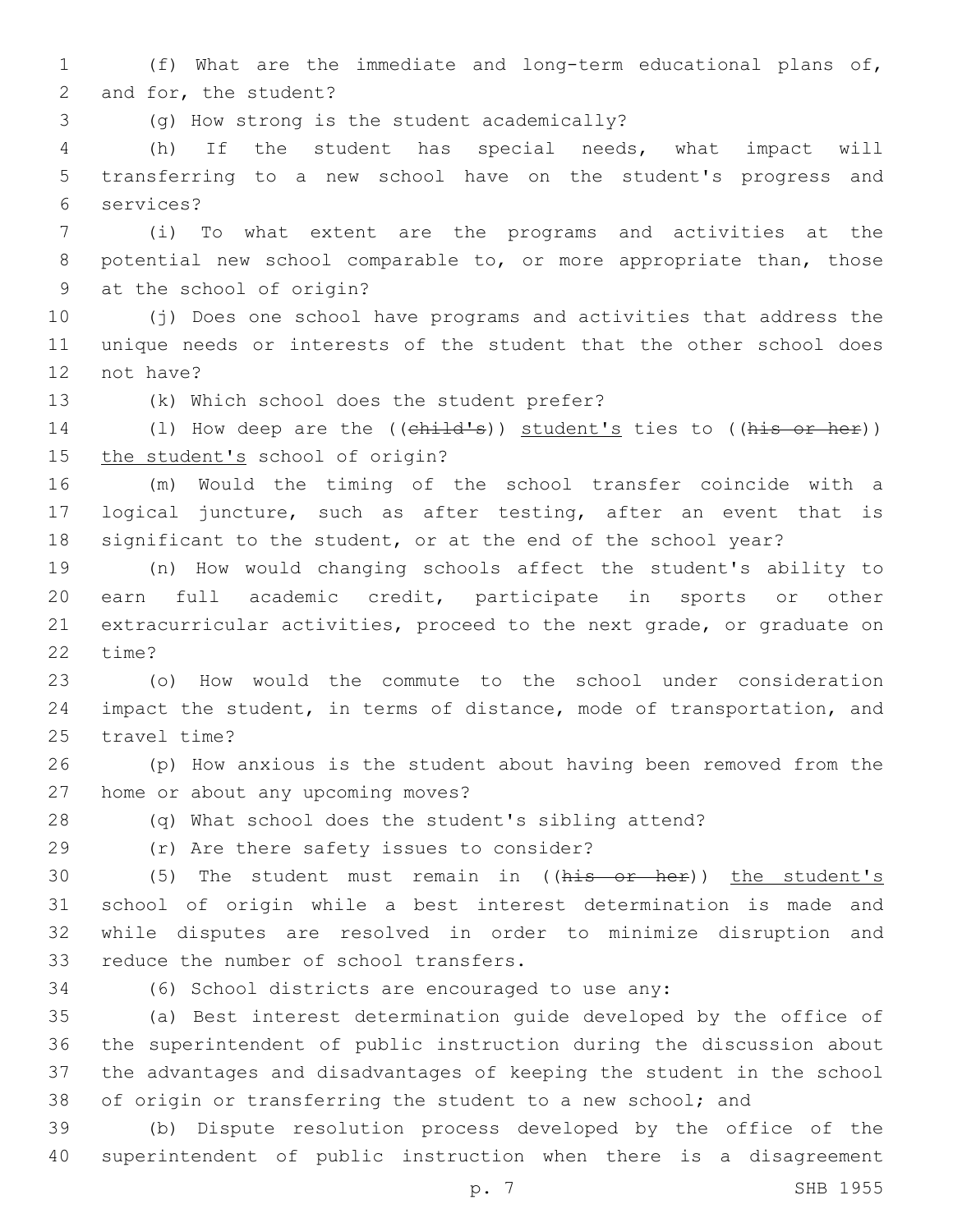(f) What are the immediate and long-term educational plans of, and for, the student?

(g) How strong is the student academically?

(h) If the student has special needs, what impact will transferring to a new school have on the student's progress and services?

(i) To what extent are the programs and activities at the potential new school comparable to, or more appropriate than, those at the school of origin?

(j) Does one school have programs and activities that address the unique needs or interests of the student that the other school does not have?

(k) Which school does the student prefer?

(l) How deep are the ((~~child's~~)) student's ties to ((~~his or her~~)) the student's school of origin?

(m) Would the timing of the school transfer coincide with a logical juncture, such as after testing, after an event that is significant to the student, or at the end of the school year?

(n) How would changing schools affect the student's ability to earn full academic credit, participate in sports or other extracurricular activities, proceed to the next grade, or graduate on time?

(o) How would the commute to the school under consideration impact the student, in terms of distance, mode of transportation, and travel time?

(p) How anxious is the student about having been removed from the home or about any upcoming moves?

(q) What school does the student's sibling attend?

(r) Are there safety issues to consider?

(5) The student must remain in ((~~his or her~~)) the student's school of origin while a best interest determination is made and while disputes are resolved in order to minimize disruption and reduce the number of school transfers.

(6) School districts are encouraged to use any:

(a) Best interest determination guide developed by the office of the superintendent of public instruction during the discussion about the advantages and disadvantages of keeping the student in the school of origin or transferring the student to a new school; and

(b) Dispute resolution process developed by the office of the superintendent of public instruction when there is a disagreement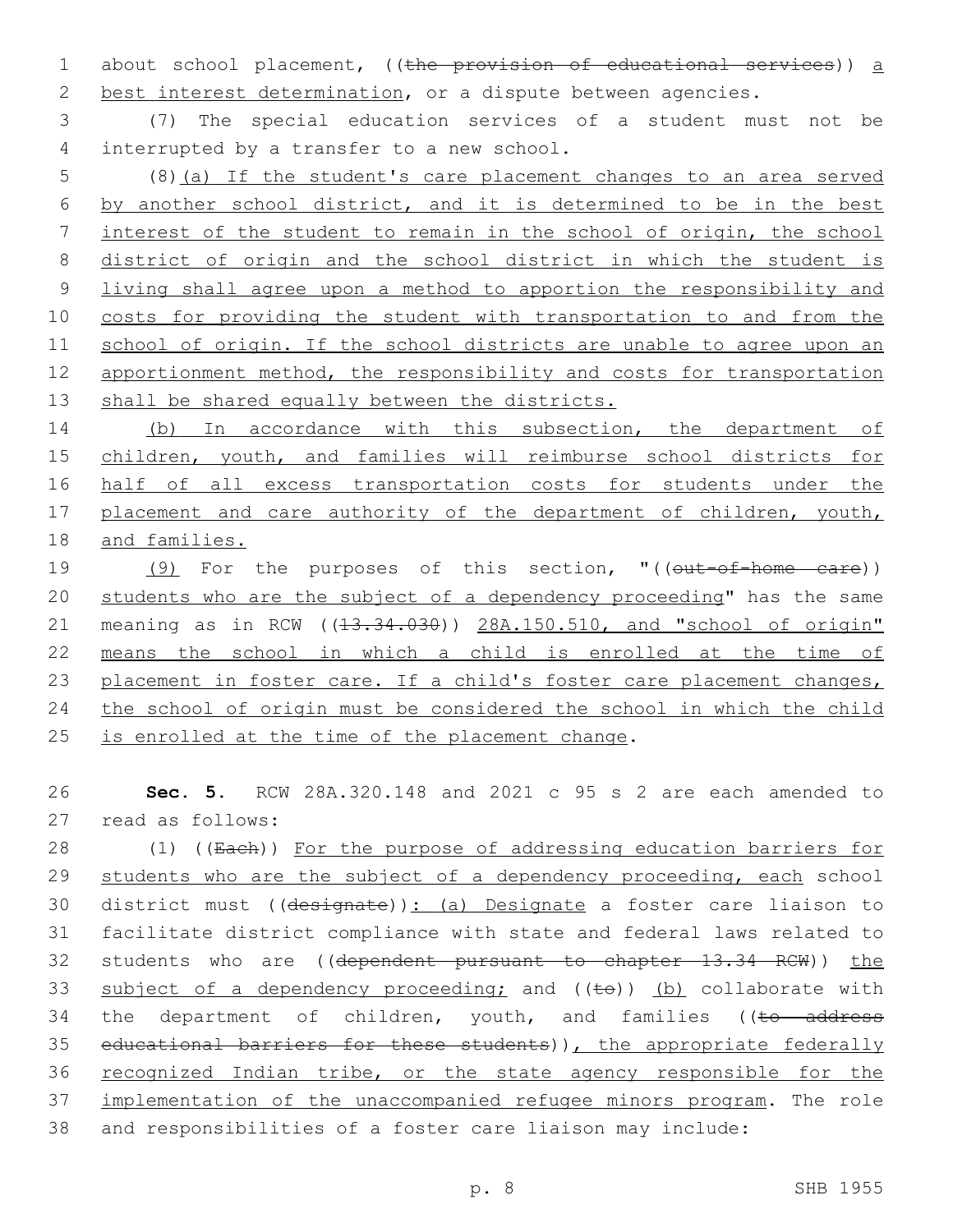about school placement, ((~~the provision of educational services~~)) a best interest determination, or a dispute between agencies.

(7) The special education services of a student must not be interrupted by a transfer to a new school.

(8)(a) If the student's care placement changes to an area served by another school district, and it is determined to be in the best interest of the student to remain in the school of origin, the school district of origin and the school district in which the student is living shall agree upon a method to apportion the responsibility and costs for providing the student with transportation to and from the school of origin. If the school districts are unable to agree upon an apportionment method, the responsibility and costs for transportation shall be shared equally between the districts.

(b) In accordance with this subsection, the department of children, youth, and families will reimburse school districts for half of all excess transportation costs for students under the placement and care authority of the department of children, youth, and families.

(9) For the purposes of this section, "((~~out-of-home care~~)) students who are the subject of a dependency proceeding" has the same meaning as in RCW ((~~13.34.030~~)) 28A.150.510, and "school of origin" means the school in which a child is enrolled at the time of placement in foster care. If a child's foster care placement changes, the school of origin must be considered the school in which the child is enrolled at the time of the placement change.

**Sec. 5.** RCW 28A.320.148 and 2021 c 95 s 2 are each amended to read as follows:

(1) ((~~Each~~)) For the purpose of addressing education barriers for students who are the subject of a dependency proceeding, each school district must ((~~designate~~)): (a) Designate a foster care liaison to facilitate district compliance with state and federal laws related to students who are ((~~dependent pursuant to chapter 13.34 RCW~~)) the subject of a dependency proceeding; and ((~~to~~)) (b) collaborate with the department of children, youth, and families ((~~to address educational barriers for these students~~)), the appropriate federally recognized Indian tribe, or the state agency responsible for the implementation of the unaccompanied refugee minors program. The role and responsibilities of a foster care liaison may include: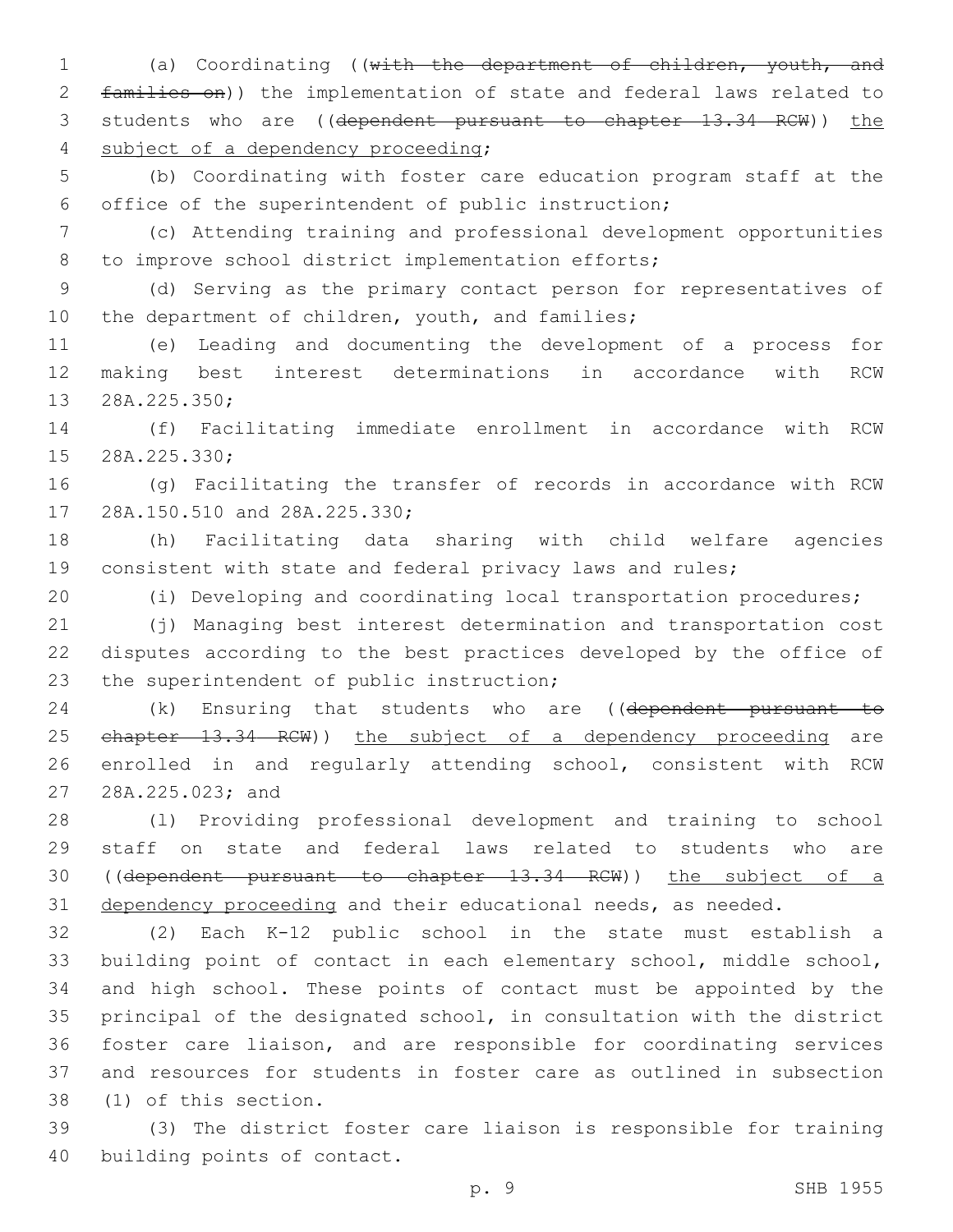(a) Coordinating ((~~with the department of children, youth, and families on~~)) the implementation of state and federal laws related to students who are ((~~dependent pursuant to chapter 13.34 RCW~~)) <u>the subject of a dependency proceeding</u>;

(b) Coordinating with foster care education program staff at the office of the superintendent of public instruction;

(c) Attending training and professional development opportunities to improve school district implementation efforts;

(d) Serving as the primary contact person for representatives of the department of children, youth, and families;

(e) Leading and documenting the development of a process for making best interest determinations in accordance with RCW 28A.225.350;

(f) Facilitating immediate enrollment in accordance with RCW 28A.225.330;

(g) Facilitating the transfer of records in accordance with RCW 28A.150.510 and 28A.225.330;

(h) Facilitating data sharing with child welfare agencies consistent with state and federal privacy laws and rules;

(i) Developing and coordinating local transportation procedures;

(j) Managing best interest determination and transportation cost disputes according to the best practices developed by the office of the superintendent of public instruction;

(k) Ensuring that students who are ((~~dependent pursuant to chapter 13.34 RCW~~)) <u>the subject of a dependency proceeding</u> are enrolled in and regularly attending school, consistent with RCW 28A.225.023; and

(l) Providing professional development and training to school staff on state and federal laws related to students who are ((~~dependent pursuant to chapter 13.34 RCW~~)) <u>the subject of a dependency proceeding</u> and their educational needs, as needed.

(2) Each K-12 public school in the state must establish a building point of contact in each elementary school, middle school, and high school. These points of contact must be appointed by the principal of the designated school, in consultation with the district foster care liaison, and are responsible for coordinating services and resources for students in foster care as outlined in subsection (1) of this section.

(3) The district foster care liaison is responsible for training building points of contact.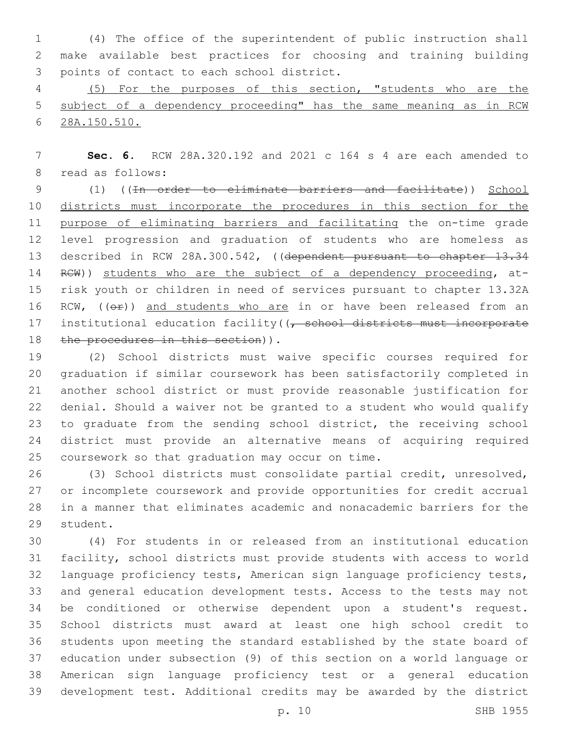(4) The office of the superintendent of public instruction shall make available best practices for choosing and training building points of contact to each school district.

<u>(5) For the purposes of this section, "students who are the subject of a dependency proceeding" has the same meaning as in RCW 28A.150.510.</u>

**Sec. 6.** RCW 28A.320.192 and 2021 c 164 s 4 are each amended to read as follows:

(1) ((~~In order to eliminate barriers and facilitate~~)) <u>School districts must incorporate the procedures in this section for the purpose of eliminating barriers and facilitating</u> the on-time grade level progression and graduation of students who are homeless as described in RCW 28A.300.542, ((~~dependent pursuant to chapter 13.34 RCW~~)) <u>students who are the subject of a dependency proceeding</u>, at-risk youth or children in need of services pursuant to chapter 13.32A RCW, ((~~or~~)) <u>and students who are</u> in or have been released from an institutional education facility((~~, school districts must incorporate the procedures in this section~~)).

(2) School districts must waive specific courses required for graduation if similar coursework has been satisfactorily completed in another school district or must provide reasonable justification for denial. Should a waiver not be granted to a student who would qualify to graduate from the sending school district, the receiving school district must provide an alternative means of acquiring required coursework so that graduation may occur on time.

(3) School districts must consolidate partial credit, unresolved, or incomplete coursework and provide opportunities for credit accrual in a manner that eliminates academic and nonacademic barriers for the student.

(4) For students in or released from an institutional education facility, school districts must provide students with access to world language proficiency tests, American sign language proficiency tests, and general education development tests. Access to the tests may not be conditioned or otherwise dependent upon a student's request. School districts must award at least one high school credit to students upon meeting the standard established by the state board of education under subsection (9) of this section on a world language or American sign language proficiency test or a general education development test. Additional credits may be awarded by the district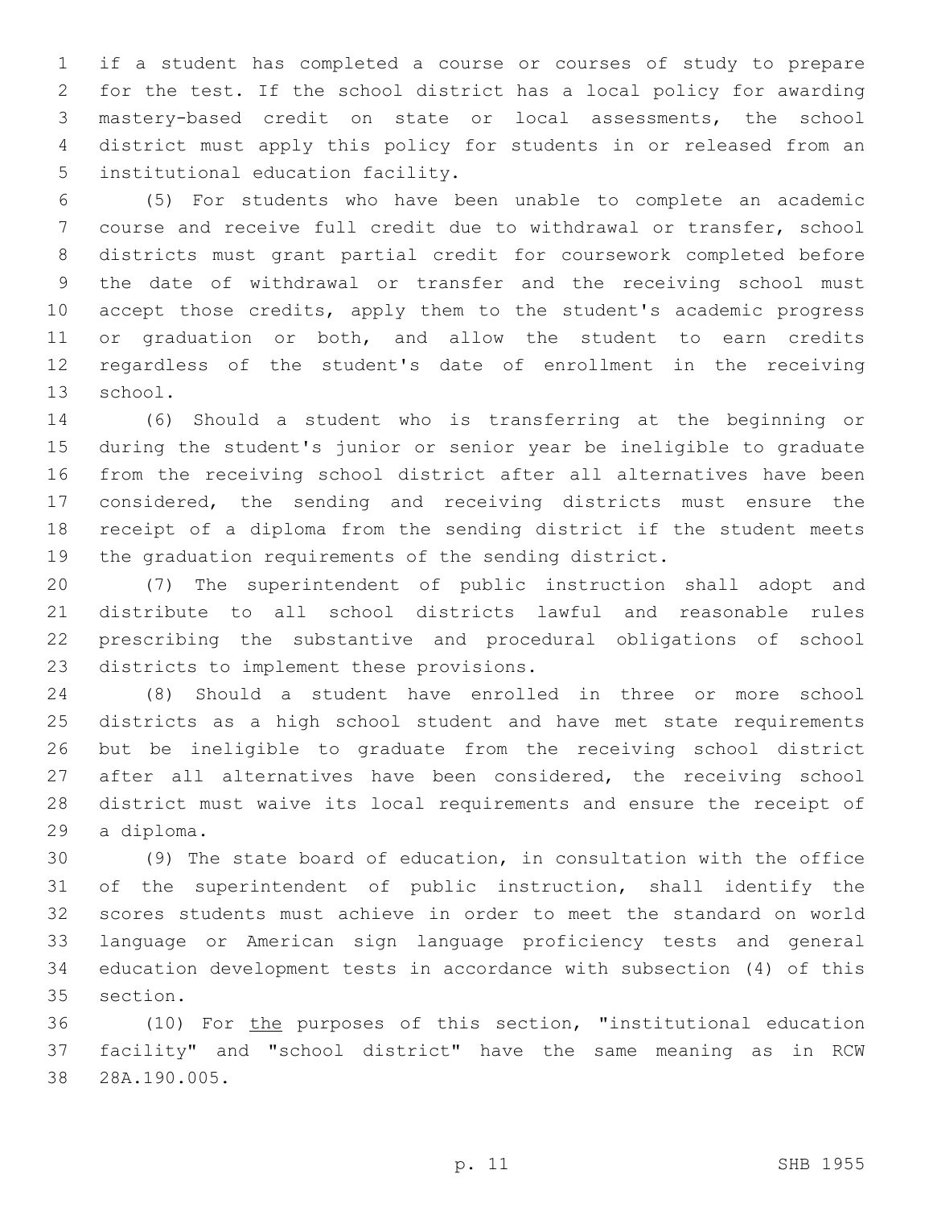if a student has completed a course or courses of study to prepare for the test. If the school district has a local policy for awarding mastery-based credit on state or local assessments, the school district must apply this policy for students in or released from an institutional education facility.

(5) For students who have been unable to complete an academic course and receive full credit due to withdrawal or transfer, school districts must grant partial credit for coursework completed before the date of withdrawal or transfer and the receiving school must accept those credits, apply them to the student's academic progress or graduation or both, and allow the student to earn credits regardless of the student's date of enrollment in the receiving school.

(6) Should a student who is transferring at the beginning or during the student's junior or senior year be ineligible to graduate from the receiving school district after all alternatives have been considered, the sending and receiving districts must ensure the receipt of a diploma from the sending district if the student meets the graduation requirements of the sending district.

(7) The superintendent of public instruction shall adopt and distribute to all school districts lawful and reasonable rules prescribing the substantive and procedural obligations of school districts to implement these provisions.

(8) Should a student have enrolled in three or more school districts as a high school student and have met state requirements but be ineligible to graduate from the receiving school district after all alternatives have been considered, the receiving school district must waive its local requirements and ensure the receipt of a diploma.

(9) The state board of education, in consultation with the office of the superintendent of public instruction, shall identify the scores students must achieve in order to meet the standard on world language or American sign language proficiency tests and general education development tests in accordance with subsection (4) of this section.

(10) For <u>the</u> purposes of this section, "institutional education facility" and "school district" have the same meaning as in RCW 28A.190.005.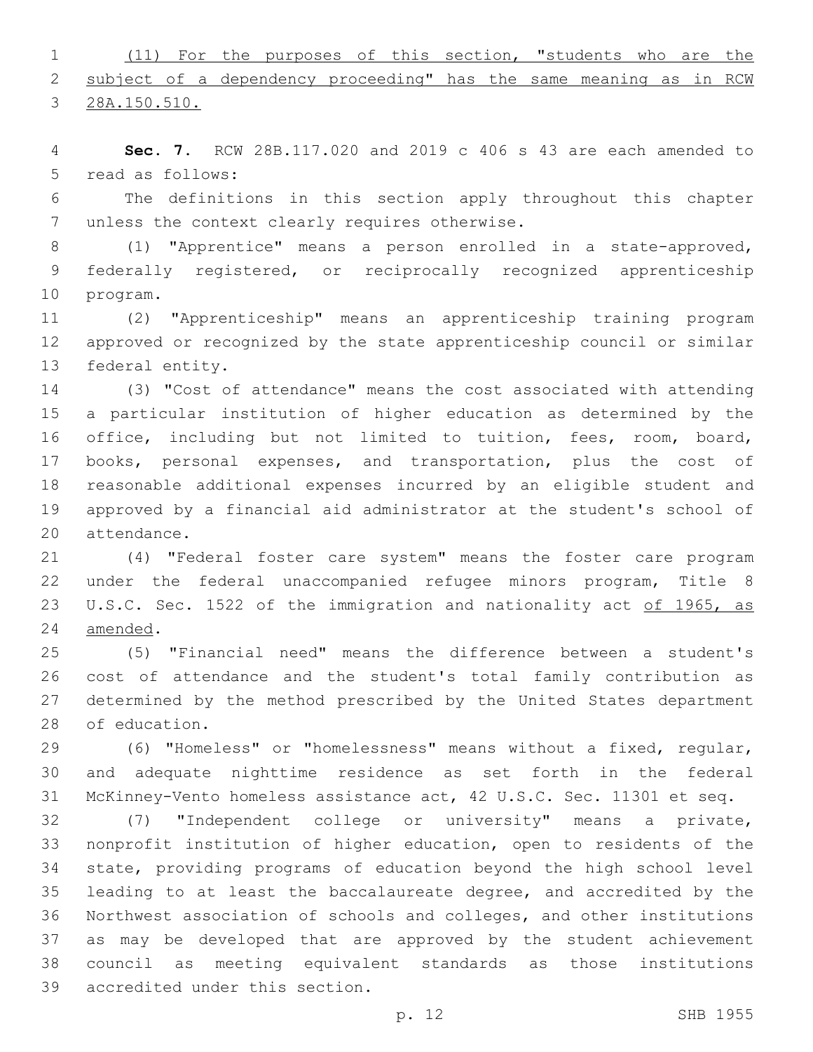(11) For the purposes of this section, "students who are the subject of a dependency proceeding" has the same meaning as in RCW 28A.150.510.

**Sec. 7.** RCW 28B.117.020 and 2019 c 406 s 43 are each amended to read as follows:

The definitions in this section apply throughout this chapter unless the context clearly requires otherwise.

(1) "Apprentice" means a person enrolled in a state-approved, federally registered, or reciprocally recognized apprenticeship program.

(2) "Apprenticeship" means an apprenticeship training program approved or recognized by the state apprenticeship council or similar federal entity.

(3) "Cost of attendance" means the cost associated with attending a particular institution of higher education as determined by the office, including but not limited to tuition, fees, room, board, books, personal expenses, and transportation, plus the cost of reasonable additional expenses incurred by an eligible student and approved by a financial aid administrator at the student's school of attendance.

(4) "Federal foster care system" means the foster care program under the federal unaccompanied refugee minors program, Title 8 U.S.C. Sec. 1522 of the immigration and nationality act of 1965, as amended.

(5) "Financial need" means the difference between a student's cost of attendance and the student's total family contribution as determined by the method prescribed by the United States department of education.

(6) "Homeless" or "homelessness" means without a fixed, regular, and adequate nighttime residence as set forth in the federal McKinney-Vento homeless assistance act, 42 U.S.C. Sec. 11301 et seq.

(7) "Independent college or university" means a private, nonprofit institution of higher education, open to residents of the state, providing programs of education beyond the high school level leading to at least the baccalaureate degree, and accredited by the Northwest association of schools and colleges, and other institutions as may be developed that are approved by the student achievement council as meeting equivalent standards as those institutions accredited under this section.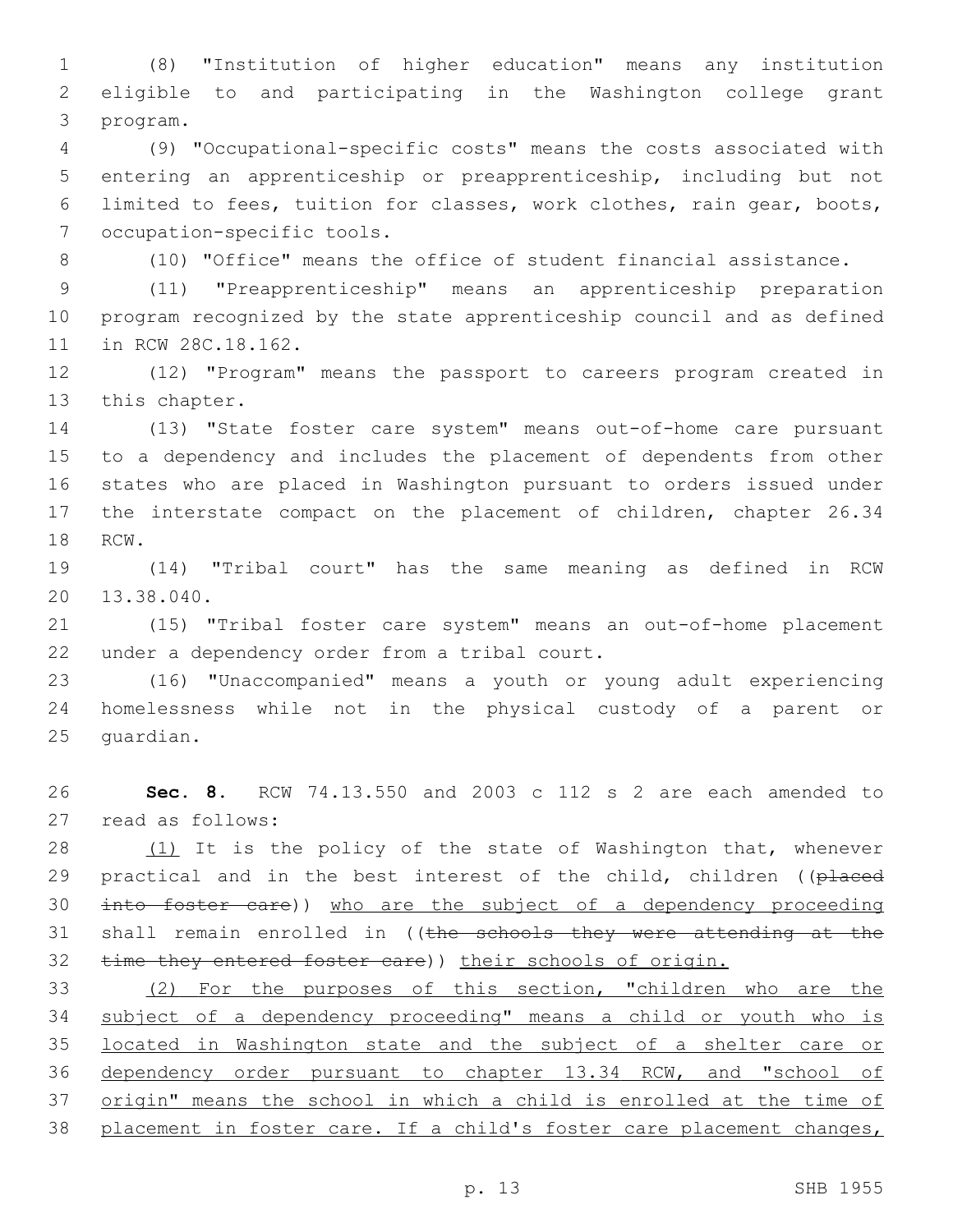(8) "Institution of higher education" means any institution eligible to and participating in the Washington college grant program.

(9) "Occupational-specific costs" means the costs associated with entering an apprenticeship or preapprenticeship, including but not limited to fees, tuition for classes, work clothes, rain gear, boots, occupation-specific tools.

(10) "Office" means the office of student financial assistance.

(11) "Preapprenticeship" means an apprenticeship preparation program recognized by the state apprenticeship council and as defined in RCW 28C.18.162.

(12) "Program" means the passport to careers program created in this chapter.

(13) "State foster care system" means out-of-home care pursuant to a dependency and includes the placement of dependents from other states who are placed in Washington pursuant to orders issued under the interstate compact on the placement of children, chapter 26.34 RCW.

(14) "Tribal court" has the same meaning as defined in RCW 13.38.040.

(15) "Tribal foster care system" means an out-of-home placement under a dependency order from a tribal court.

(16) "Unaccompanied" means a youth or young adult experiencing homelessness while not in the physical custody of a parent or guardian.

**Sec. 8.** RCW 74.13.550 and 2003 c 112 s 2 are each amended to read as follows:

<u>(1)</u> It is the policy of the state of Washington that, whenever practical and in the best interest of the child, children ((~~placed into foster care~~)) <u>who are the subject of a dependency proceeding</u> shall remain enrolled in ((~~the schools they were attending at the time they entered foster care~~)) <u>their schools of origin.</u>

<u>(2) For the purposes of this section, "children who are the subject of a dependency proceeding" means a child or youth who is located in Washington state and the subject of a shelter care or dependency order pursuant to chapter 13.34 RCW, and "school of origin" means the school in which a child is enrolled at the time of placement in foster care. If a child's foster care placement changes,</u>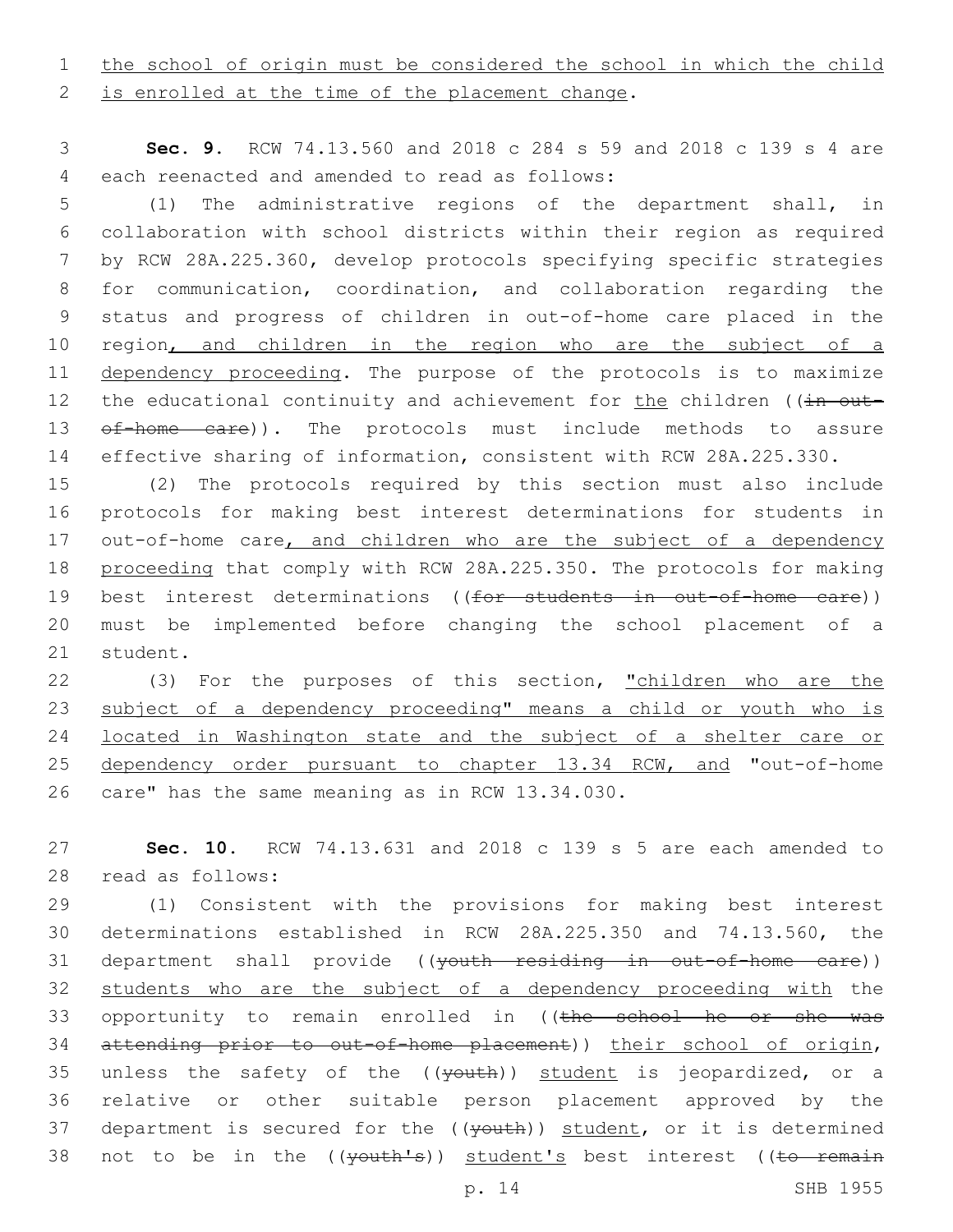the school of origin must be considered the school in which the child is enrolled at the time of the placement change.

**Sec. 9.** RCW 74.13.560 and 2018 c 284 s 59 and 2018 c 139 s 4 are each reenacted and amended to read as follows:

(1) The administrative regions of the department shall, in collaboration with school districts within their region as required by RCW 28A.225.360, develop protocols specifying specific strategies for communication, coordination, and collaboration regarding the status and progress of children in out-of-home care placed in the region, and children in the region who are the subject of a dependency proceeding. The purpose of the protocols is to maximize the educational continuity and achievement for the children ((~~in out-of-home care~~)). The protocols must include methods to assure effective sharing of information, consistent with RCW 28A.225.330.

(2) The protocols required by this section must also include protocols for making best interest determinations for students in out-of-home care, and children who are the subject of a dependency proceeding that comply with RCW 28A.225.350. The protocols for making best interest determinations ((~~for students in out-of-home care~~)) must be implemented before changing the school placement of a student.

(3) For the purposes of this section, "children who are the subject of a dependency proceeding" means a child or youth who is located in Washington state and the subject of a shelter care or dependency order pursuant to chapter 13.34 RCW, and "out-of-home care" has the same meaning as in RCW 13.34.030.

**Sec. 10.** RCW 74.13.631 and 2018 c 139 s 5 are each amended to read as follows:

(1) Consistent with the provisions for making best interest determinations established in RCW 28A.225.350 and 74.13.560, the department shall provide ((~~youth residing in out-of-home care~~)) students who are the subject of a dependency proceeding with the opportunity to remain enrolled in ((~~the school he or she was attending prior to out-of-home placement~~)) their school of origin, unless the safety of the ((~~youth~~)) student is jeopardized, or a relative or other suitable person placement approved by the department is secured for the ((~~youth~~)) student, or it is determined not to be in the ((~~youth's~~)) student's best interest ((~~to remain~~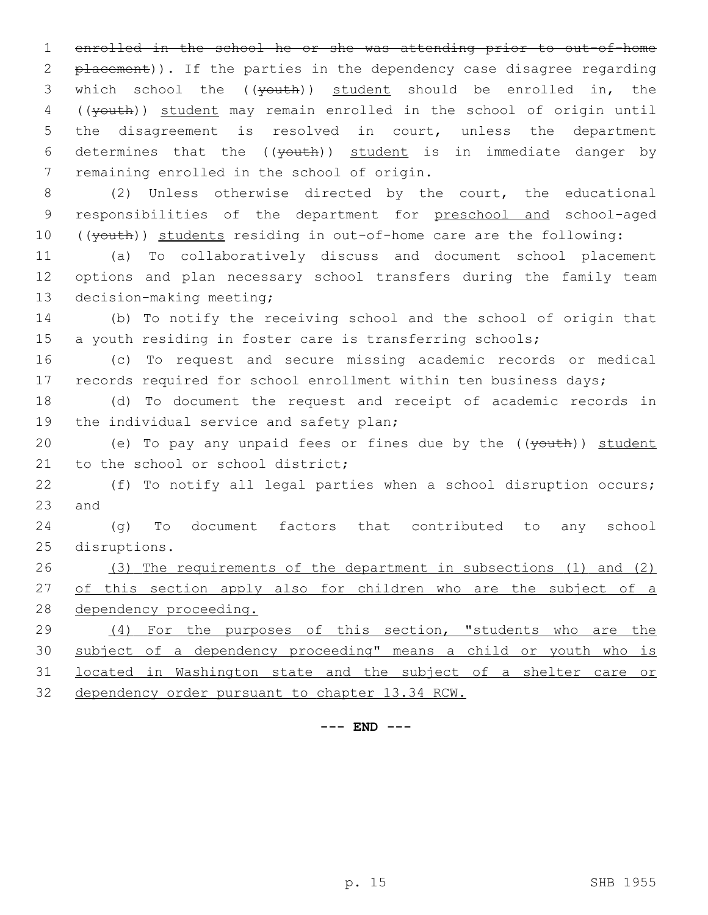~~enrolled in the school he or she was attending prior to out-of-home placement~~)). If the parties in the dependency case disagree regarding which school the ((~~youth~~)) student should be enrolled in, the ((~~youth~~)) student may remain enrolled in the school of origin until the disagreement is resolved in court, unless the department determines that the ((~~youth~~)) student is in immediate danger by remaining enrolled in the school of origin.

(2) Unless otherwise directed by the court, the educational responsibilities of the department for preschool and school-aged ((~~youth~~)) students residing in out-of-home care are the following:

(a) To collaboratively discuss and document school placement options and plan necessary school transfers during the family team decision-making meeting;

(b) To notify the receiving school and the school of origin that a youth residing in foster care is transferring schools;

(c) To request and secure missing academic records or medical records required for school enrollment within ten business days;

(d) To document the request and receipt of academic records in the individual service and safety plan;

(e) To pay any unpaid fees or fines due by the ((~~youth~~)) student to the school or school district;

(f) To notify all legal parties when a school disruption occurs; and

(g) To document factors that contributed to any school disruptions.

(3) The requirements of the department in subsections (1) and (2) of this section apply also for children who are the subject of a dependency proceeding.

(4) For the purposes of this section, "students who are the subject of a dependency proceeding" means a child or youth who is located in Washington state and the subject of a shelter care or dependency order pursuant to chapter 13.34 RCW.

**--- END ---**